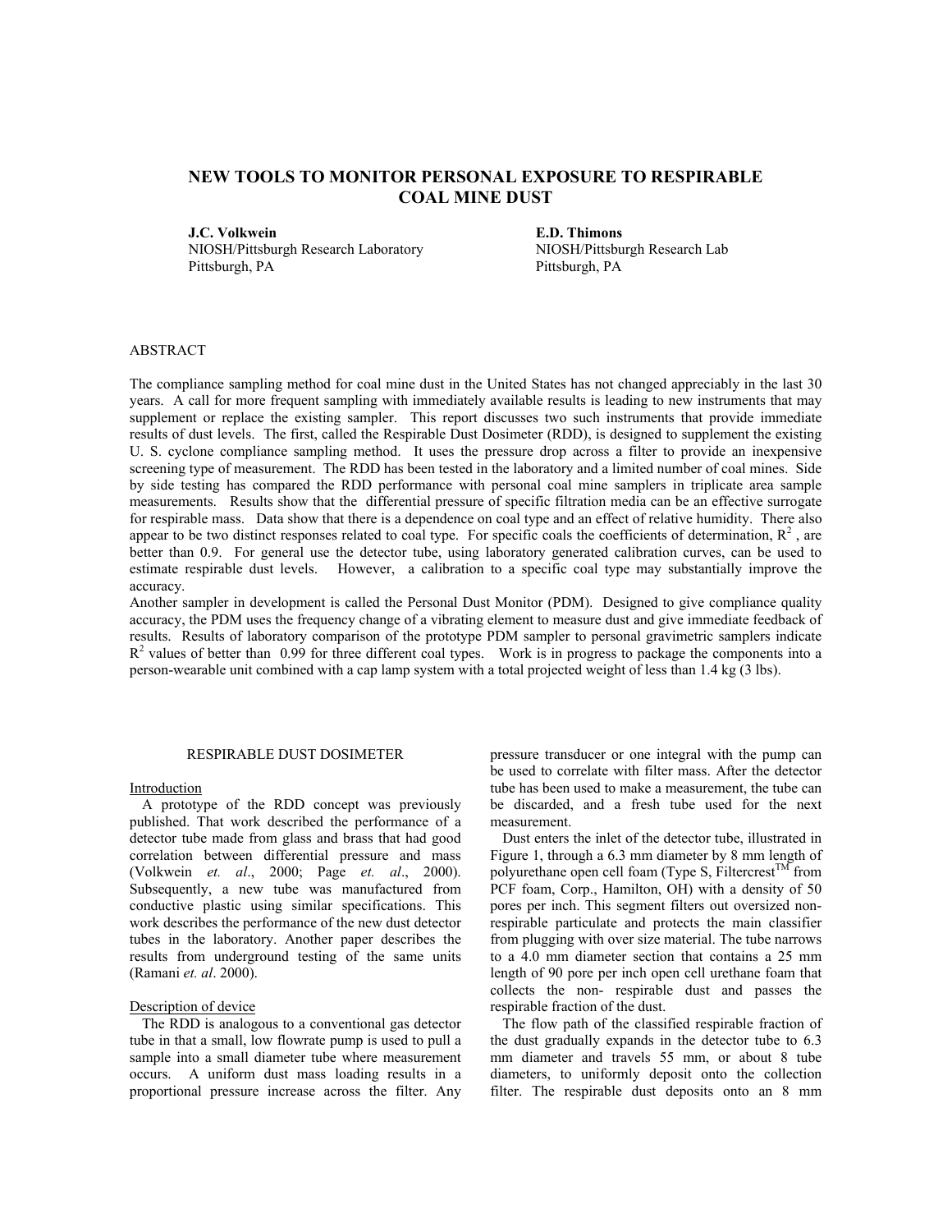# NEW TOOLS TO MONITOR PERSONAL EXPOSURE TO RESPIRABLE COAL MINE DUST

**J.C. Volkwein**
NIOSH/Pittsburgh Research Laboratory
Pittsburgh, PA

**E.D. Thimons**
NIOSH/Pittsburgh Research Lab
Pittsburgh, PA

## ABSTRACT

The compliance sampling method for coal mine dust in the United States has not changed appreciably in the last 30 years. A call for more frequent sampling with immediately available results is leading to new instruments that may supplement or replace the existing sampler. This report discusses two such instruments that provide immediate results of dust levels. The first, called the Respirable Dust Dosimeter (RDD), is designed to supplement the existing U. S. cyclone compliance sampling method. It uses the pressure drop across a filter to provide an inexpensive screening type of measurement. The RDD has been tested in the laboratory and a limited number of coal mines. Side by side testing has compared the RDD performance with personal coal mine samplers in triplicate area sample measurements. Results show that the differential pressure of specific filtration media can be an effective surrogate for respirable mass. Data show that there is a dependence on coal type and an effect of relative humidity. There also appear to be two distinct responses related to coal type. For specific coals the coefficients of determination, $R^2$, are better than 0.9. For general use the detector tube, using laboratory generated calibration curves, can be used to estimate respirable dust levels. However, a calibration to a specific coal type may substantially improve the accuracy.

Another sampler in development is called the Personal Dust Monitor (PDM). Designed to give compliance quality accuracy, the PDM uses the frequency change of a vibrating element to measure dust and give immediate feedback of results. Results of laboratory comparison of the prototype PDM sampler to personal gravimetric samplers indicate $R^2$ values of better than 0.99 for three different coal types. Work is in progress to package the components into a person-wearable unit combined with a cap lamp system with a total projected weight of less than 1.4 kg (3 lbs).

## RESPIRABLE DUST DOSIMETER

### Introduction

A prototype of the RDD concept was previously published. That work described the performance of a detector tube made from glass and brass that had good correlation between differential pressure and mass (Volkwein *et. al*., 2000; Page *et. al*., 2000). Subsequently, a new tube was manufactured from conductive plastic using similar specifications. This work describes the performance of the new dust detector tubes in the laboratory. Another paper describes the results from underground testing of the same units (Ramani *et. al*. 2000).

### Description of device

The RDD is analogous to a conventional gas detector tube in that a small, low flowrate pump is used to pull a sample into a small diameter tube where measurement occurs. A uniform dust mass loading results in a proportional pressure increase across the filter. Any pressure transducer or one integral with the pump can be used to correlate with filter mass. After the detector tube has been used to make a measurement, the tube can be discarded, and a fresh tube used for the next measurement.

Dust enters the inlet of the detector tube, illustrated in Figure 1, through a 6.3 mm diameter by 8 mm length of polyurethane open cell foam (Type S, Filtercrest™ from PCF foam, Corp., Hamilton, OH) with a density of 50 pores per inch. This segment filters out oversized non-respirable particulate and protects the main classifier from plugging with over size material. The tube narrows to a 4.0 mm diameter section that contains a 25 mm length of 90 pore per inch open cell urethane foam that collects the non- respirable dust and passes the respirable fraction of the dust.

The flow path of the classified respirable fraction of the dust gradually expands in the detector tube to 6.3 mm diameter and travels 55 mm, or about 8 tube diameters, to uniformly deposit onto the collection filter. The respirable dust deposits onto an 8 mm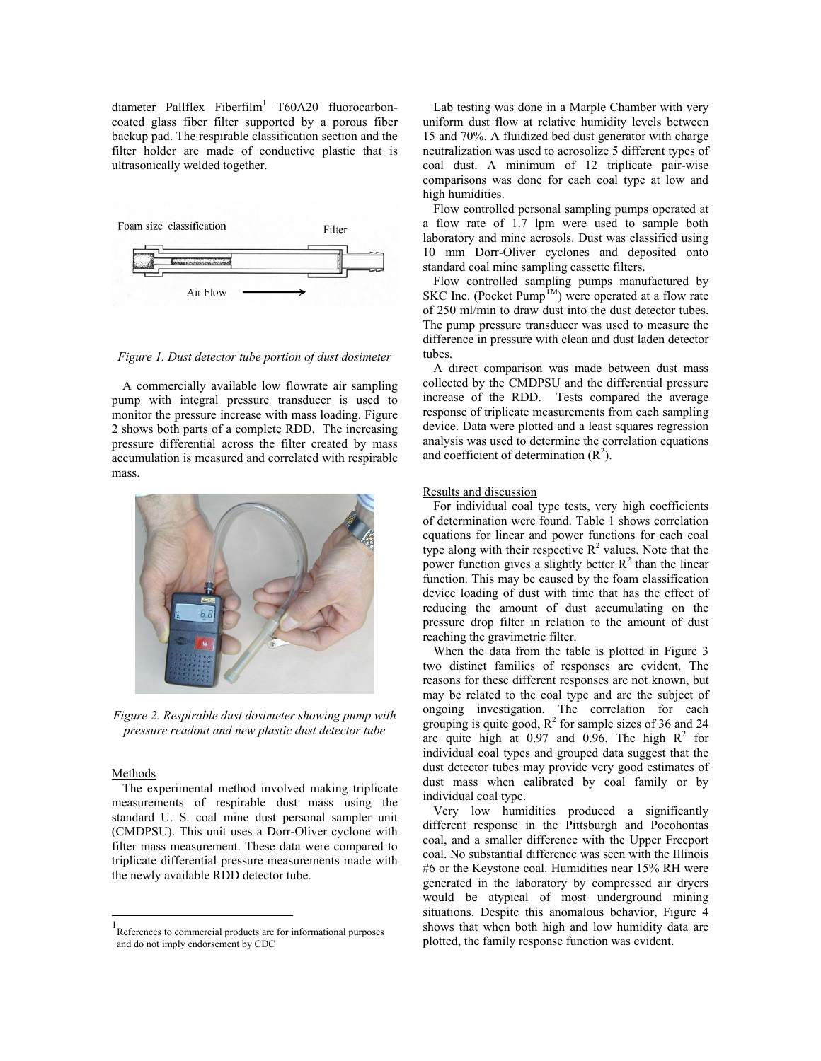diameter Pallflex Fiberfilm[1] T60A20 fluorocarbon-coated glass fiber filter supported by a porous fiber backup pad. The respirable classification section and the filter holder are made of conductive plastic that is ultrasonically welded together.

*Figure 1. Dust detector tube portion of dust dosimeter*

A commercially available low flowrate air sampling pump with integral pressure transducer is used to monitor the pressure increase with mass loading. Figure 2 shows both parts of a complete RDD. The increasing pressure differential across the filter created by mass accumulation is measured and correlated with respirable mass.

*Figure 2. Respirable dust dosimeter showing pump with pressure readout and new plastic dust detector tube*

## Methods

The experimental method involved making triplicate measurements of respirable dust mass using the standard U. S. coal mine dust personal sampler unit (CMDPSU). This unit uses a Dorr-Oliver cyclone with filter mass measurement. These data were compared to triplicate differential pressure measurements made with the newly available RDD detector tube.

Lab testing was done in a Marple Chamber with very uniform dust flow at relative humidity levels between 15 and 70%. A fluidized bed dust generator with charge neutralization was used to aerosolize 5 different types of coal dust. A minimum of 12 triplicate pair-wise comparisons was done for each coal type at low and high humidities.

Flow controlled personal sampling pumps operated at a flow rate of 1.7 lpm were used to sample both laboratory and mine aerosols. Dust was classified using 10 mm Dorr-Oliver cyclones and deposited onto standard coal mine sampling cassette filters.

Flow controlled sampling pumps manufactured by SKC Inc. (Pocket Pump™) were operated at a flow rate of 250 ml/min to draw dust into the dust detector tubes. The pump pressure transducer was used to measure the difference in pressure with clean and dust laden detector tubes.

A direct comparison was made between dust mass collected by the CMDPSU and the differential pressure increase of the RDD. Tests compared the average response of triplicate measurements from each sampling device. Data were plotted and a least squares regression analysis was used to determine the correlation equations and coefficient of determination ($R^2$).

## Results and discussion

For individual coal type tests, very high coefficients of determination were found. Table 1 shows correlation equations for linear and power functions for each coal type along with their respective $R^2$ values. Note that the power function gives a slightly better $R^2$ than the linear function. This may be caused by the foam classification device loading of dust with time that has the effect of reducing the amount of dust accumulating on the pressure drop filter in relation to the amount of dust reaching the gravimetric filter.

When the data from the table is plotted in Figure 3 two distinct families of responses are evident. The reasons for these different responses are not known, but may be related to the coal type and are the subject of ongoing investigation. The correlation for each grouping is quite good, $R^2$ for sample sizes of 36 and 24 are quite high at 0.97 and 0.96. The high $R^2$ for individual coal types and grouped data suggest that the dust detector tubes may provide very good estimates of dust mass when calibrated by coal family or by individual coal type.

Very low humidities produced a significantly different response in the Pittsburgh and Pocohontas coal, and a smaller difference with the Upper Freeport coal. No substantial difference was seen with the Illinois #6 or the Keystone coal. Humidities near 15% RH were generated in the laboratory by compressed air dryers would be atypical of most underground mining situations. Despite this anomalous behavior, Figure 4 shows that when both high and low humidity data are plotted, the family response function was evident.

---

[1] References to commercial products are for informational purposes and do not imply endorsement by CDC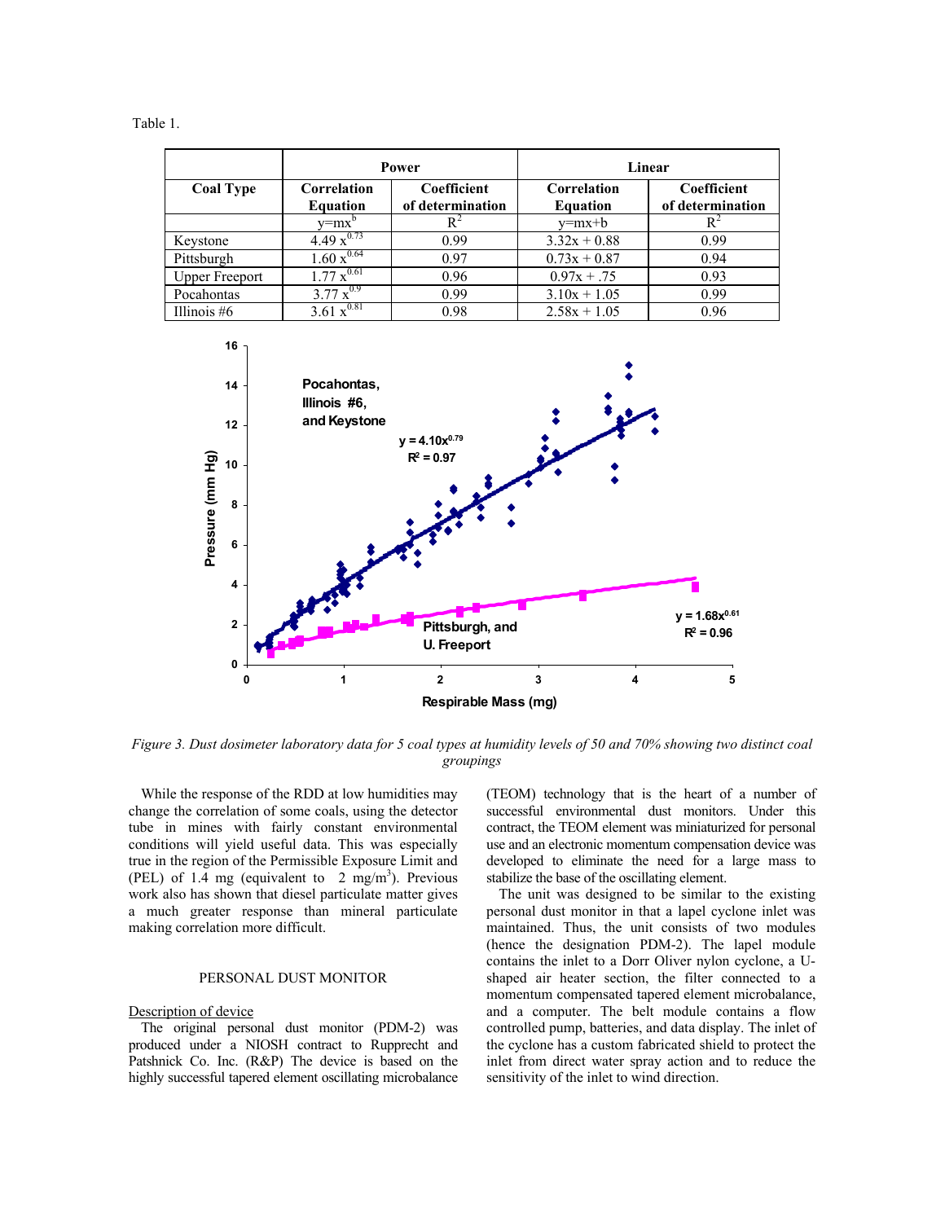Table 1.

| Coal Type | Power | | Linear | |
|---|---|---|---|---|
| | Correlation Equation | Coefficient of determination | Correlation Equation | Coefficient of determination |
| | $y=mx^b$ | $R^2$ | $y=mx+b$ | $R^2$ |
| Keystone | $4.49\ x^{0.73}$ | 0.99 | $3.32x + 0.88$ | 0.99 |
| Pittsburgh | $1.60\ x^{0.64}$ | 0.97 | $0.73x + 0.87$ | 0.94 |
| Upper Freeport | $1.77\ x^{0.61}$ | 0.96 | $0.97x + .75$ | 0.93 |
| Pocahontas | $3.77\ x^{0.9}$ | 0.99 | $3.10x + 1.05$ | 0.99 |
| Illinois #6 | $3.61\ x^{0.81}$ | 0.98 | $2.58x + 1.05$ | 0.96 |

*Figure 3. Dust dosimeter laboratory data for 5 coal types at humidity levels of 50 and 70% showing two distinct coal groupings*

While the response of the RDD at low humidities may change the correlation of some coals, using the detector tube in mines with fairly constant environmental conditions will yield useful data. This was especially true in the region of the Permissible Exposure Limit and (PEL) of 1.4 mg (equivalent to 2 mg/m$^3$). Previous work also has shown that diesel particulate matter gives a much greater response than mineral particulate making correlation more difficult.

## PERSONAL DUST MONITOR

### Description of device

The original personal dust monitor (PDM-2) was produced under a NIOSH contract to Rupprecht and Patshnick Co. Inc. (R&P) The device is based on the highly successful tapered element oscillating microbalance (TEOM) technology that is the heart of a number of successful environmental dust monitors. Under this contract, the TEOM element was miniaturized for personal use and an electronic momentum compensation device was developed to eliminate the need for a large mass to stabilize the base of the oscillating element.

The unit was designed to be similar to the existing personal dust monitor in that a lapel cyclone inlet was maintained. Thus, the unit consists of two modules (hence the designation PDM-2). The lapel module contains the inlet to a Dorr Oliver nylon cyclone, a U-shaped air heater section, the filter connected to a momentum compensated tapered element microbalance, and a computer. The belt module contains a flow controlled pump, batteries, and data display. The inlet of the cyclone has a custom fabricated shield to protect the inlet from direct water spray action and to reduce the sensitivity of the inlet to wind direction.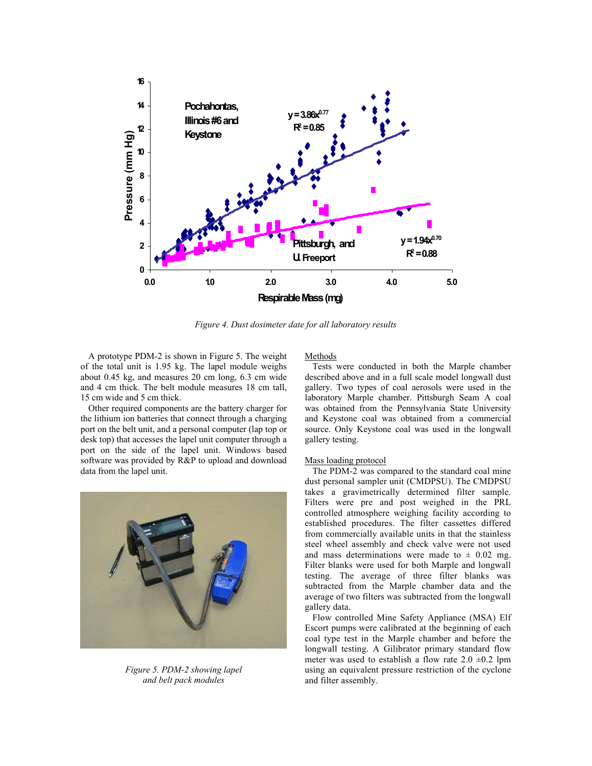*Figure 4. Dust dosimeter date for all laboratory results*

A prototype PDM-2 is shown in Figure 5. The weight of the total unit is 1.95 kg. The lapel module weighs about 0.45 kg, and measures 20 cm long, 6.3 cm wide and 4 cm thick. The belt module measures 18 cm tall, 15 cm wide and 5 cm thick.

Other required components are the battery charger for the lithium ion batteries that connect through a charging port on the belt unit, and a personal computer (lap top or desk top) that accesses the lapel unit computer through a port on the side of the lapel unit. Windows based software was provided by R&P to upload and download data from the lapel unit.

*Figure 5. PDM-2 showing lapel and belt pack modules*

## Methods

Tests were conducted in both the Marple chamber described above and in a full scale model longwall dust gallery. Two types of coal aerosols were used in the laboratory Marple chamber. Pittsburgh Seam A coal was obtained from the Pennsylvania State University and Keystone coal was obtained from a commercial source. Only Keystone coal was used in the longwall gallery testing.

## Mass loading protocol

The PDM-2 was compared to the standard coal mine dust personal sampler unit (CMDPSU). The CMDPSU takes a gravimetrically determined filter sample. Filters were pre and post weighed in the PRL controlled atmosphere weighing facility according to established procedures. The filter cassettes differed from commercially available units in that the stainless steel wheel assembly and check valve were not used and mass determinations were made to ± 0.02 mg. Filter blanks were used for both Marple and longwall testing. The average of three filter blanks was subtracted from the Marple chamber data and the average of two filters was subtracted from the longwall gallery data.

Flow controlled Mine Safety Appliance (MSA) Elf Escort pumps were calibrated at the beginning of each coal type test in the Marple chamber and before the longwall testing. A Gilibrator primary standard flow meter was used to establish a flow rate 2.0 ±0.2 lpm using an equivalent pressure restriction of the cyclone and filter assembly.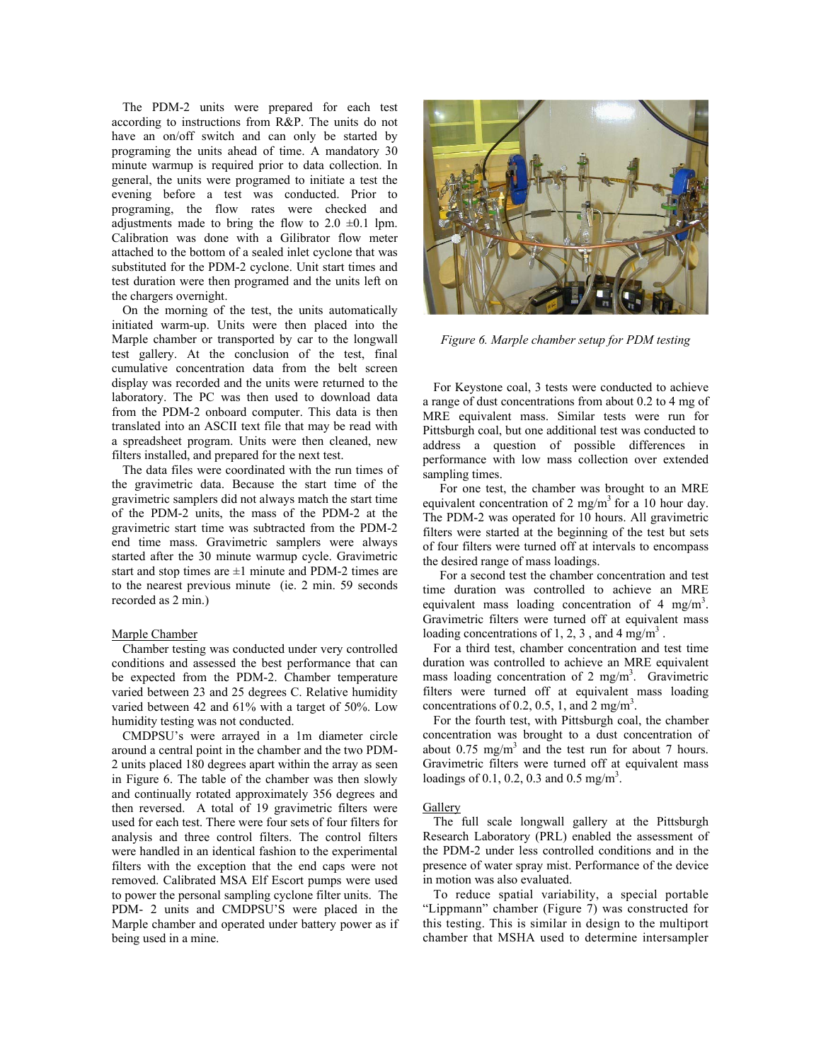The PDM-2 units were prepared for each test according to instructions from R&P. The units do not have an on/off switch and can only be started by programing the units ahead of time. A mandatory 30 minute warmup is required prior to data collection. In general, the units were programed to initiate a test the evening before a test was conducted. Prior to programing, the flow rates were checked and adjustments made to bring the flow to 2.0 ±0.1 lpm. Calibration was done with a Gilibrator flow meter attached to the bottom of a sealed inlet cyclone that was substituted for the PDM-2 cyclone. Unit start times and test duration were then programed and the units left on the chargers overnight.

On the morning of the test, the units automatically initiated warm-up. Units were then placed into the Marple chamber or transported by car to the longwall test gallery. At the conclusion of the test, final cumulative concentration data from the belt screen display was recorded and the units were returned to the laboratory. The PC was then used to download data from the PDM-2 onboard computer. This data is then translated into an ASCII text file that may be read with a spreadsheet program. Units were then cleaned, new filters installed, and prepared for the next test.

The data files were coordinated with the run times of the gravimetric data. Because the start time of the gravimetric samplers did not always match the start time of the PDM-2 units, the mass of the PDM-2 at the gravimetric start time was subtracted from the PDM-2 end time mass. Gravimetric samplers were always started after the 30 minute warmup cycle. Gravimetric start and stop times are ±1 minute and PDM-2 times are to the nearest previous minute (ie. 2 min. 59 seconds recorded as 2 min.)

## Marple Chamber

Chamber testing was conducted under very controlled conditions and assessed the best performance that can be expected from the PDM-2. Chamber temperature varied between 23 and 25 degrees C. Relative humidity varied between 42 and 61% with a target of 50%. Low humidity testing was not conducted.

CMDPSU's were arrayed in a 1m diameter circle around a central point in the chamber and the two PDM-2 units placed 180 degrees apart within the array as seen in Figure 6. The table of the chamber was then slowly and continually rotated approximately 356 degrees and then reversed. A total of 19 gravimetric filters were used for each test. There were four sets of four filters for analysis and three control filters. The control filters were handled in an identical fashion to the experimental filters with the exception that the end caps were not removed. Calibrated MSA Elf Escort pumps were used to power the personal sampling cyclone filter units. The PDM- 2 units and CMDPSU'S were placed in the Marple chamber and operated under battery power as if being used in a mine.

*Figure 6. Marple chamber setup for PDM testing*

For Keystone coal, 3 tests were conducted to achieve a range of dust concentrations from about 0.2 to 4 mg of MRE equivalent mass. Similar tests were run for Pittsburgh coal, but one additional test was conducted to address a question of possible differences in performance with low mass collection over extended sampling times.

For one test, the chamber was brought to an MRE equivalent concentration of 2 mg/m$^3$ for a 10 hour day. The PDM-2 was operated for 10 hours. All gravimetric filters were started at the beginning of the test but sets of four filters were turned off at intervals to encompass the desired range of mass loadings.

For a second test the chamber concentration and test time duration was controlled to achieve an MRE equivalent mass loading concentration of 4 mg/m$^3$. Gravimetric filters were turned off at equivalent mass loading concentrations of 1, 2, 3 , and 4 mg/m$^3$ .

For a third test, chamber concentration and test time duration was controlled to achieve an MRE equivalent mass loading concentration of 2 mg/m$^3$. Gravimetric filters were turned off at equivalent mass loading concentrations of 0.2, 0.5, 1, and 2 mg/m$^3$.

For the fourth test, with Pittsburgh coal, the chamber concentration was brought to a dust concentration of about 0.75 mg/m$^3$ and the test run for about 7 hours. Gravimetric filters were turned off at equivalent mass loadings of 0.1, 0.2, 0.3 and 0.5 mg/m$^3$.

## Gallery

The full scale longwall gallery at the Pittsburgh Research Laboratory (PRL) enabled the assessment of the PDM-2 under less controlled conditions and in the presence of water spray mist. Performance of the device in motion was also evaluated.

To reduce spatial variability, a special portable "Lippmann" chamber (Figure 7) was constructed for this testing. This is similar in design to the multiport chamber that MSHA used to determine intersampler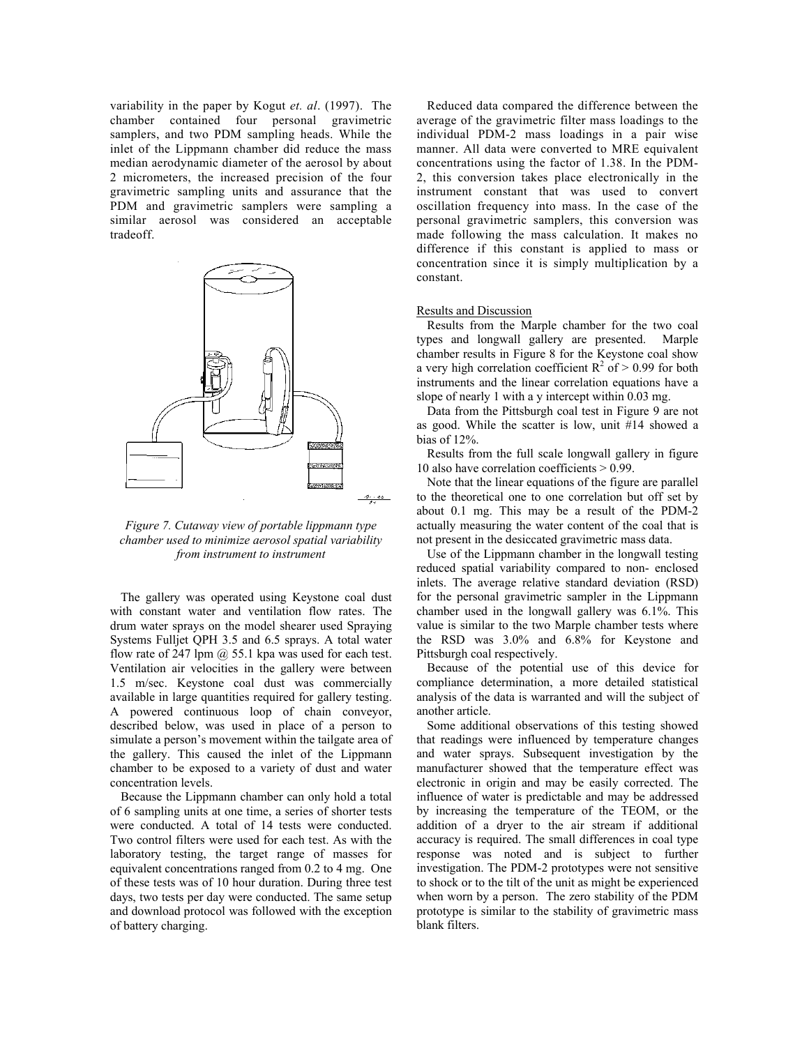variability in the paper by Kogut *et. al*. (1997). The chamber contained four personal gravimetric samplers, and two PDM sampling heads. While the inlet of the Lippmann chamber did reduce the mass median aerodynamic diameter of the aerosol by about 2 micrometers, the increased precision of the four gravimetric sampling units and assurance that the PDM and gravimetric samplers were sampling a similar aerosol was considered an acceptable tradeoff.

*Figure 7. Cutaway view of portable lippmann type chamber used to minimize aerosol spatial variability from instrument to instrument*

The gallery was operated using Keystone coal dust with constant water and ventilation flow rates. The drum water sprays on the model shearer used Spraying Systems Fulljet QPH 3.5 and 6.5 sprays. A total water flow rate of 247 lpm @ 55.1 kpa was used for each test. Ventilation air velocities in the gallery were between 1.5 m/sec. Keystone coal dust was commercially available in large quantities required for gallery testing. A powered continuous loop of chain conveyor, described below, was used in place of a person to simulate a person's movement within the tailgate area of the gallery. This caused the inlet of the Lippmann chamber to be exposed to a variety of dust and water concentration levels.

Because the Lippmann chamber can only hold a total of 6 sampling units at one time, a series of shorter tests were conducted. A total of 14 tests were conducted. Two control filters were used for each test. As with the laboratory testing, the target range of masses for equivalent concentrations ranged from 0.2 to 4 mg. One of these tests was of 10 hour duration. During three test days, two tests per day were conducted. The same setup and download protocol was followed with the exception of battery charging.

Reduced data compared the difference between the average of the gravimetric filter mass loadings to the individual PDM-2 mass loadings in a pair wise manner. All data were converted to MRE equivalent concentrations using the factor of 1.38. In the PDM-2, this conversion takes place electronically in the instrument constant that was used to convert oscillation frequency into mass. In the case of the personal gravimetric samplers, this conversion was made following the mass calculation. It makes no difference if this constant is applied to mass or concentration since it is simply multiplication by a constant.

Results and Discussion

Results from the Marple chamber for the two coal types and longwall gallery are presented. Marple chamber results in Figure 8 for the Keystone coal show a very high correlation coefficient $R^2$ of > 0.99 for both instruments and the linear correlation equations have a slope of nearly 1 with a y intercept within 0.03 mg.

Data from the Pittsburgh coal test in Figure 9 are not as good. While the scatter is low, unit #14 showed a bias of 12%.

Results from the full scale longwall gallery in figure 10 also have correlation coefficients > 0.99.

Note that the linear equations of the figure are parallel to the theoretical one to one correlation but off set by about 0.1 mg. This may be a result of the PDM-2 actually measuring the water content of the coal that is not present in the desiccated gravimetric mass data.

Use of the Lippmann chamber in the longwall testing reduced spatial variability compared to non- enclosed inlets. The average relative standard deviation (RSD) for the personal gravimetric sampler in the Lippmann chamber used in the longwall gallery was 6.1%. This value is similar to the two Marple chamber tests where the RSD was 3.0% and 6.8% for Keystone and Pittsburgh coal respectively.

Because of the potential use of this device for compliance determination, a more detailed statistical analysis of the data is warranted and will the subject of another article.

Some additional observations of this testing showed that readings were influenced by temperature changes and water sprays. Subsequent investigation by the manufacturer showed that the temperature effect was electronic in origin and may be easily corrected. The influence of water is predictable and may be addressed by increasing the temperature of the TEOM, or the addition of a dryer to the air stream if additional accuracy is required. The small differences in coal type response was noted and is subject to further investigation. The PDM-2 prototypes were not sensitive to shock or to the tilt of the unit as might be experienced when worn by a person. The zero stability of the PDM prototype is similar to the stability of gravimetric mass blank filters.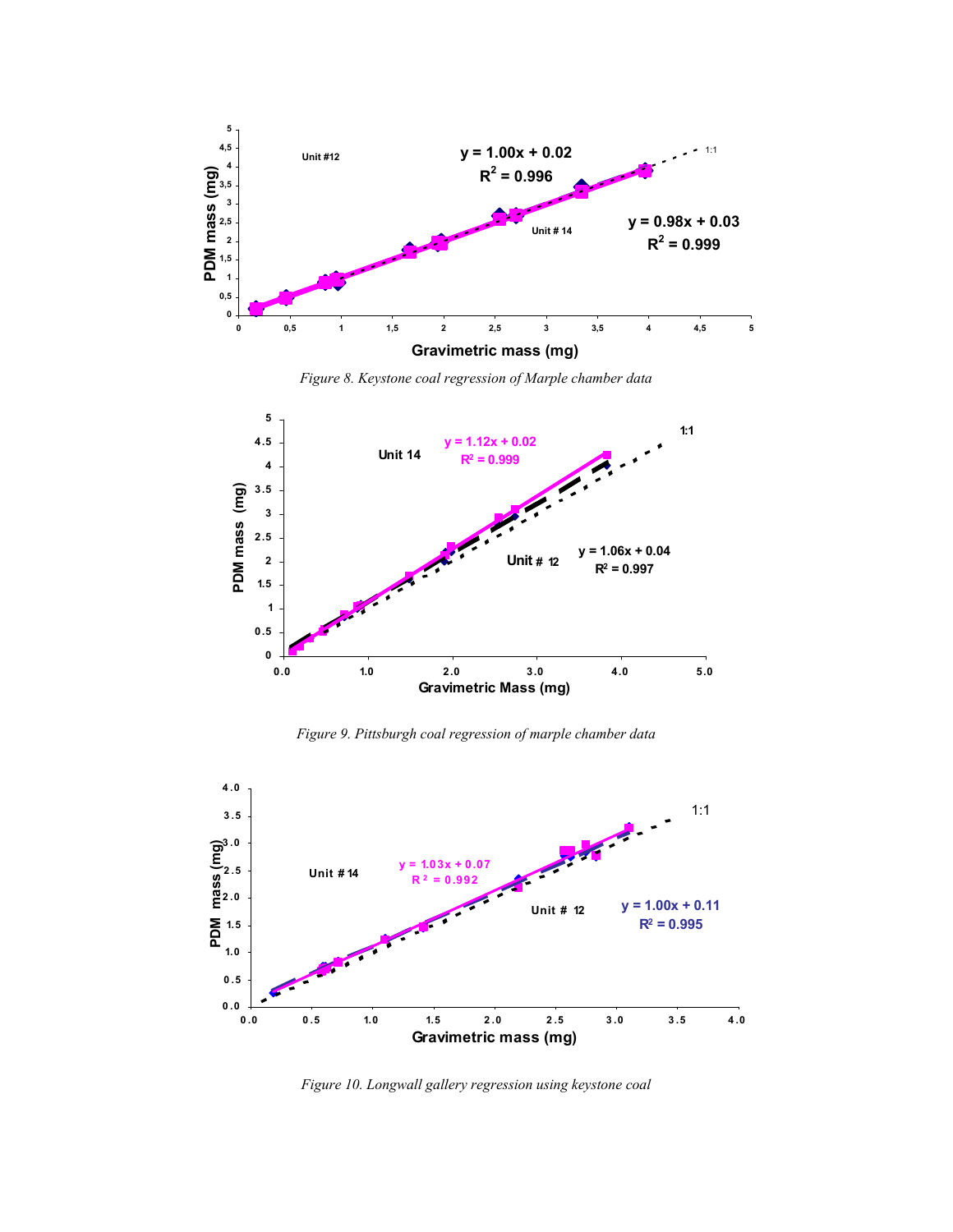*Figure 8. Keystone coal regression of Marple chamber data*

*Figure 9. Pittsburgh coal regression of marple chamber data*

*Figure 10. Longwall gallery regression using keystone coal*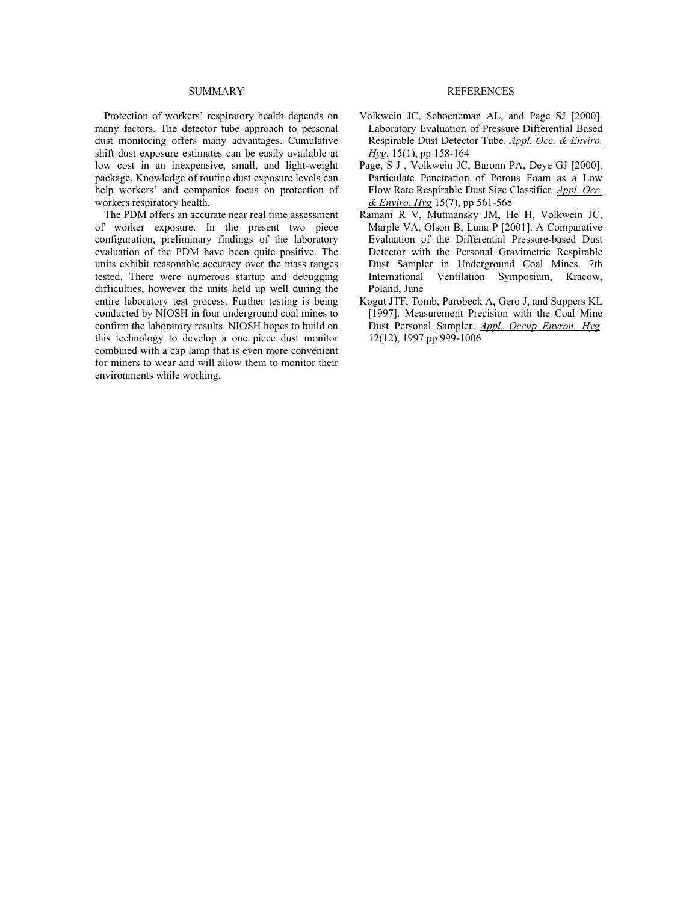## SUMMARY

Protection of workers' respiratory health depends on many factors. The detector tube approach to personal dust monitoring offers many advantages. Cumulative shift dust exposure estimates can be easily available at low cost in an inexpensive, small, and light-weight package. Knowledge of routine dust exposure levels can help workers' and companies focus on protection of workers respiratory health.

The PDM offers an accurate near real time assessment of worker exposure. In the present two piece configuration, preliminary findings of the laboratory evaluation of the PDM have been quite positive. The units exhibit reasonable accuracy over the mass ranges tested. There were numerous startup and debugging difficulties, however the units held up well during the entire laboratory test process. Further testing is being conducted by NIOSH in four underground coal mines to confirm the laboratory results. NIOSH hopes to build on this technology to develop a one piece dust monitor combined with a cap lamp that is even more convenient for miners to wear and will allow them to monitor their environments while working.

## REFERENCES

Volkwein JC, Schoeneman AL, and Page SJ [2000]. Laboratory Evaluation of Pressure Differential Based Respirable Dust Detector Tube. *Appl. Occ. & Enviro. Hyg.* 15(1), pp 158-164

Page, S J , Volkwein JC, Baronn PA, Deye GJ [2000]. Particulate Penetration of Porous Foam as a Low Flow Rate Respirable Dust Size Classifier. *Appl. Occ. & Enviro. Hyg* 15(7), pp 561-568

Ramani R V, Mutmansky JM, He H, Volkwein JC, Marple VA, Olson B, Luna P [2001]. A Comparative Evaluation of the Differential Pressure-based Dust Detector with the Personal Gravimetric Respirable Dust Sampler in Underground Coal Mines. 7th International Ventilation Symposium, Kracow, Poland, June

Kogut JTF, Tomb, Parobeck A, Gero J, and Suppers KL [1997]. Measurement Precision with the Coal Mine Dust Personal Sampler. *Appl. Occup Envron. Hyg,* 12(12), 1997 pp.999-1006